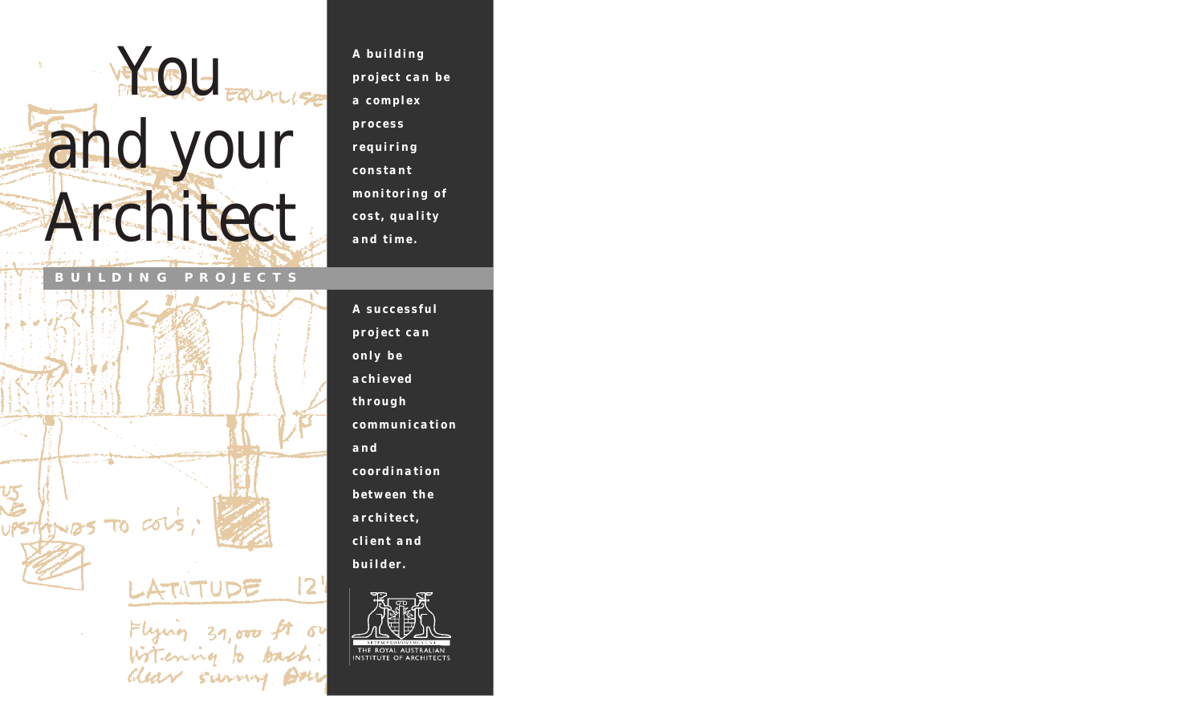# You and your Architect

BUILDING PROJECTS

**A building project can be a complex process requiring constant monitoring of cost, quality and time.**

**A successful project can only be achieved through communication and coordination between the architect, client and builder.**

THE ROYAL AUSTRALIAN INSTITUTE OF ARCHITECTS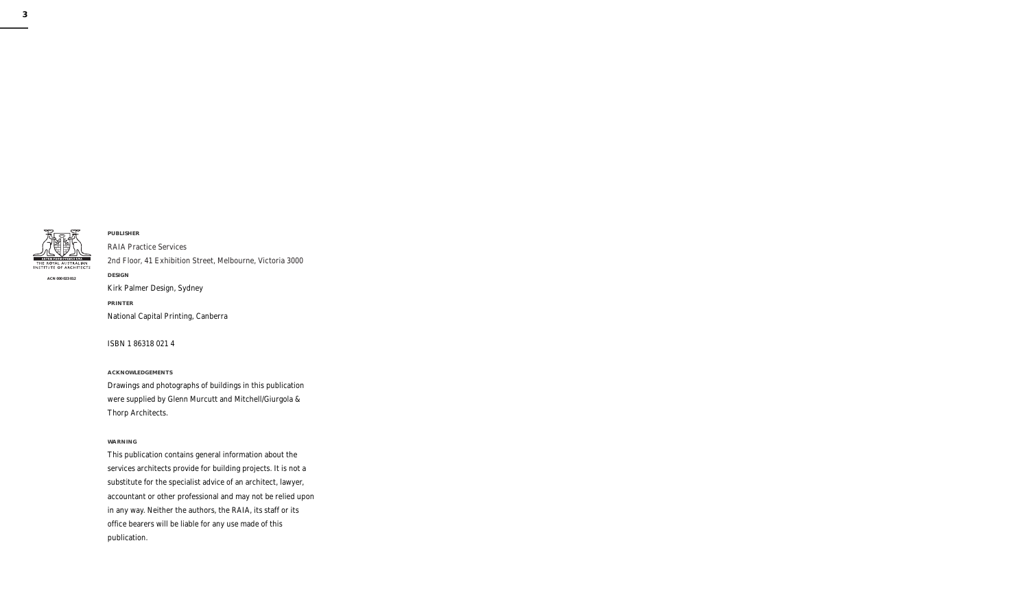THE ROYAL AUSTRALIAN INSTITUTE OF ARCHITECTS

ACN 000 023 012

**PUBLISHER**

RAIA Practice Services

2nd Floor, 41 Exhibition Street, Melbourne, Victoria 3000

**DESIGN**

Kirk Palmer Design, Sydney

**PRINTER**

National Capital Printing, Canberra

ISBN 1 86318 021 4

**ACKNOWLEDGEMENTS**

Drawings and photographs of buildings in this publication were supplied by Glenn Murcutt and Mitchell/Giurgola & Thorp Architects.

**WARNING**

This publication contains general information about the services architects provide for building projects. It is not a substitute for the specialist advice of an architect, lawyer, accountant or other professional and may not be relied upon in any way. Neither the authors, the RAIA, its staff or its office bearers will be liable for any use made of this publication.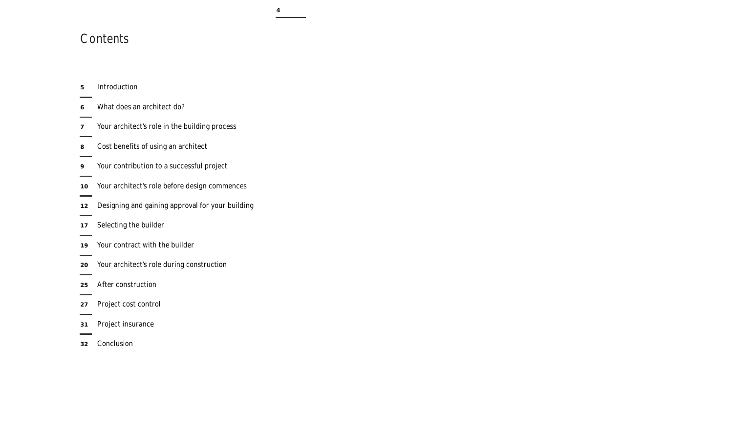# Contents

| Page | Section |
|---|---|
| 5 | Introduction |
| 6 | What does an architect do? |
| 7 | Your architect's role in the building process |
| 8 | Cost benefits of using an architect |
| 9 | Your contribution to a successful project |
| 10 | Your architect's role before design commences |
| 12 | Designing and gaining approval for your building |
| 17 | Selecting the builder |
| 19 | Your contract with the builder |
| 20 | Your architect's role during construction |
| 25 | After construction |
| 27 | Project cost control |
| 31 | Project insurance |
| 32 | Conclusion |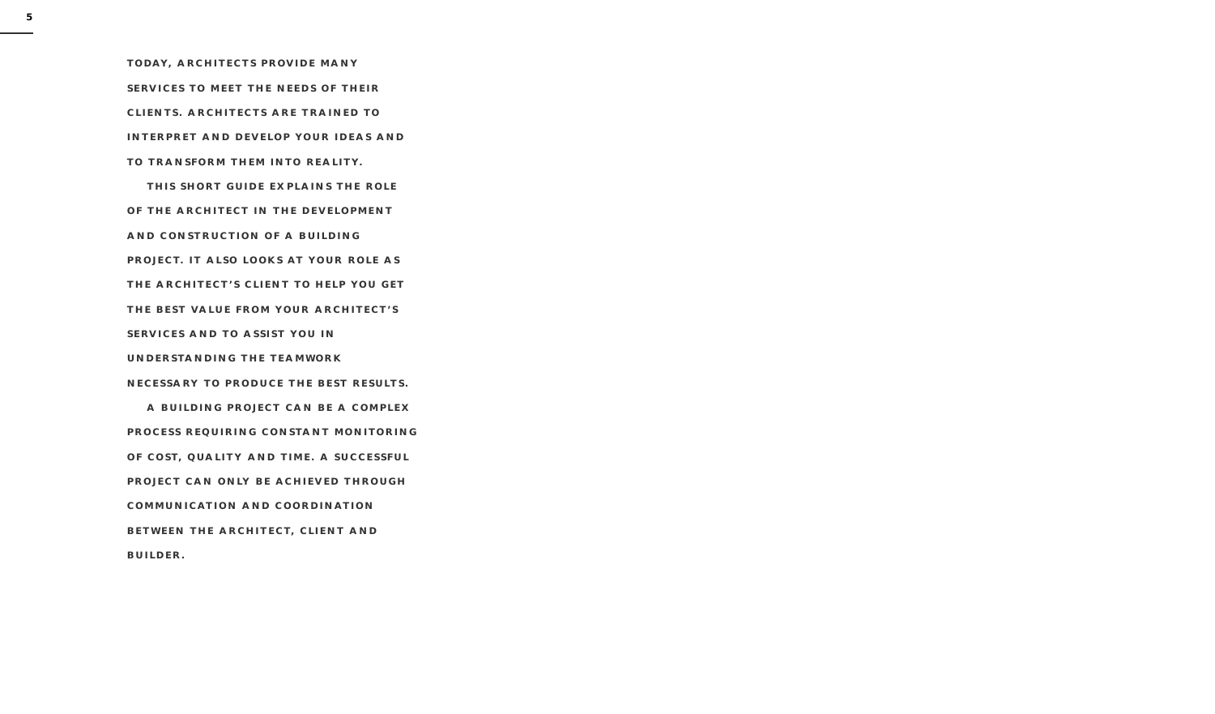**TODAY, ARCHITECTS PROVIDE MANY SERVICES TO MEET THE NEEDS OF THEIR CLIENTS. ARCHITECTS ARE TRAINED TO INTERPRET AND DEVELOP YOUR IDEAS AND TO TRANSFORM THEM INTO REALITY.**

**THIS SHORT GUIDE EXPLAINS THE ROLE OF THE ARCHITECT IN THE DEVELOPMENT AND CONSTRUCTION OF A BUILDING PROJECT. IT ALSO LOOKS AT YOUR ROLE AS THE ARCHITECT'S CLIENT TO HELP YOU GET THE BEST VALUE FROM YOUR ARCHITECT'S SERVICES AND TO ASSIST YOU IN UNDERSTANDING THE TEAMWORK NECESSARY TO PRODUCE THE BEST RESULTS.**

**A BUILDING PROJECT CAN BE A COMPLEX PROCESS REQUIRING CONSTANT MONITORING OF COST, QUALITY AND TIME. A SUCCESSFUL PROJECT CAN ONLY BE ACHIEVED THROUGH COMMUNICATION AND COORDINATION BETWEEN THE ARCHITECT, CLIENT AND BUILDER.**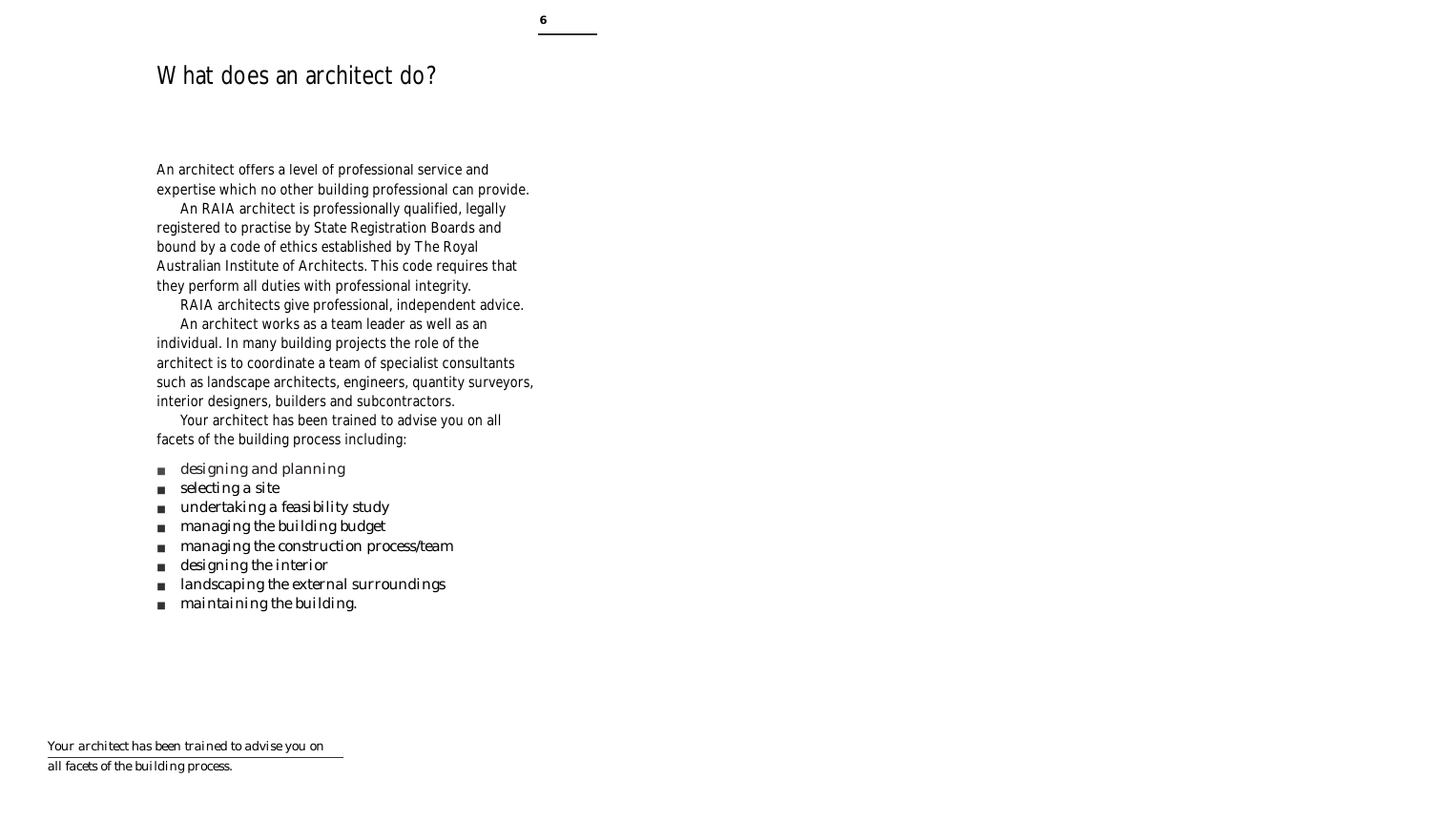## What does an architect do?

An architect offers a level of professional service and expertise which no other building professional can provide.

An RAIA architect is professionally qualified, legally registered to practise by State Registration Boards and bound by a code of ethics established by The Royal Australian Institute of Architects. This code requires that they perform all duties with professional integrity.

RAIA architects give professional, independent advice.

An architect works as a team leader as well as an individual. In many building projects the role of the architect is to coordinate a team of specialist consultants such as landscape architects, engineers, quantity surveyors, interior designers, builders and subcontractors.

Your architect has been trained to advise you on all facets of the building process including:

- designing and planning
- selecting a site
- undertaking a feasibility study
- managing the building budget
- managing the construction process/team
- designing the interior
- landscaping the external surroundings
- maintaining the building.

*Your architect has been trained to advise you on all facets of the building process.*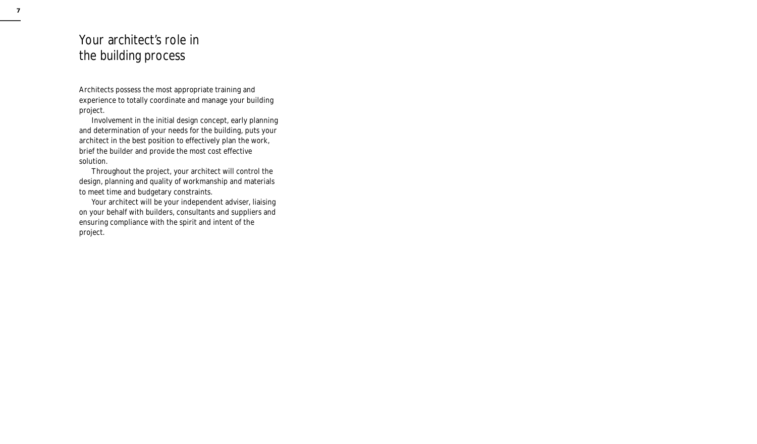# Your architect's role in the building process

Architects possess the most appropriate training and experience to totally coordinate and manage your building project.

Involvement in the initial design concept, early planning and determination of your needs for the building, puts your architect in the best position to effectively plan the work, brief the builder and provide the most cost effective solution.

Throughout the project, your architect will control the design, planning and quality of workmanship and materials to meet time and budgetary constraints.

Your architect will be your independent adviser, liaising on your behalf with builders, consultants and suppliers and ensuring compliance with the spirit and intent of the project.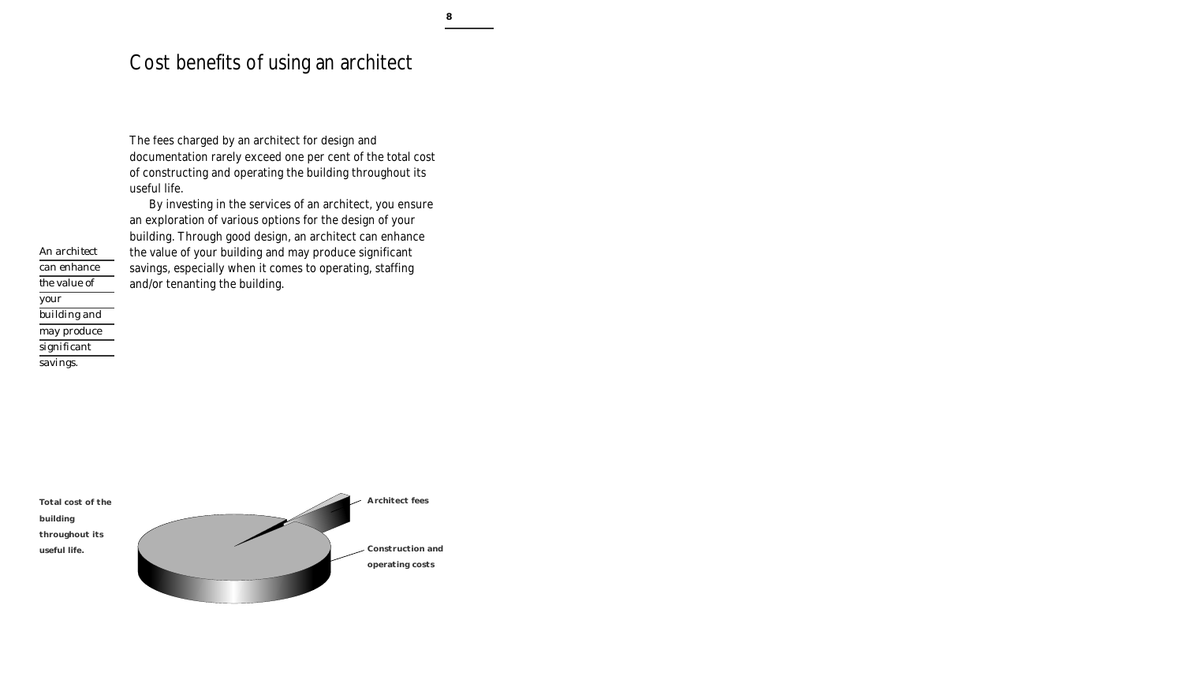# Cost benefits of using an architect

The fees charged by an architect for design and documentation rarely exceed one per cent of the total cost of constructing and operating the building throughout its useful life.

By investing in the services of an architect, you ensure an exploration of various options for the design of your building. Through good design, an architect can enhance the value of your building and may produce significant savings, especially when it comes to operating, staffing and/or tenanting the building.

*An architect can enhance the value of your building and may produce significant savings.*

**Total cost of the building throughout its useful life.**

**Architect fees**

**Construction and operating costs**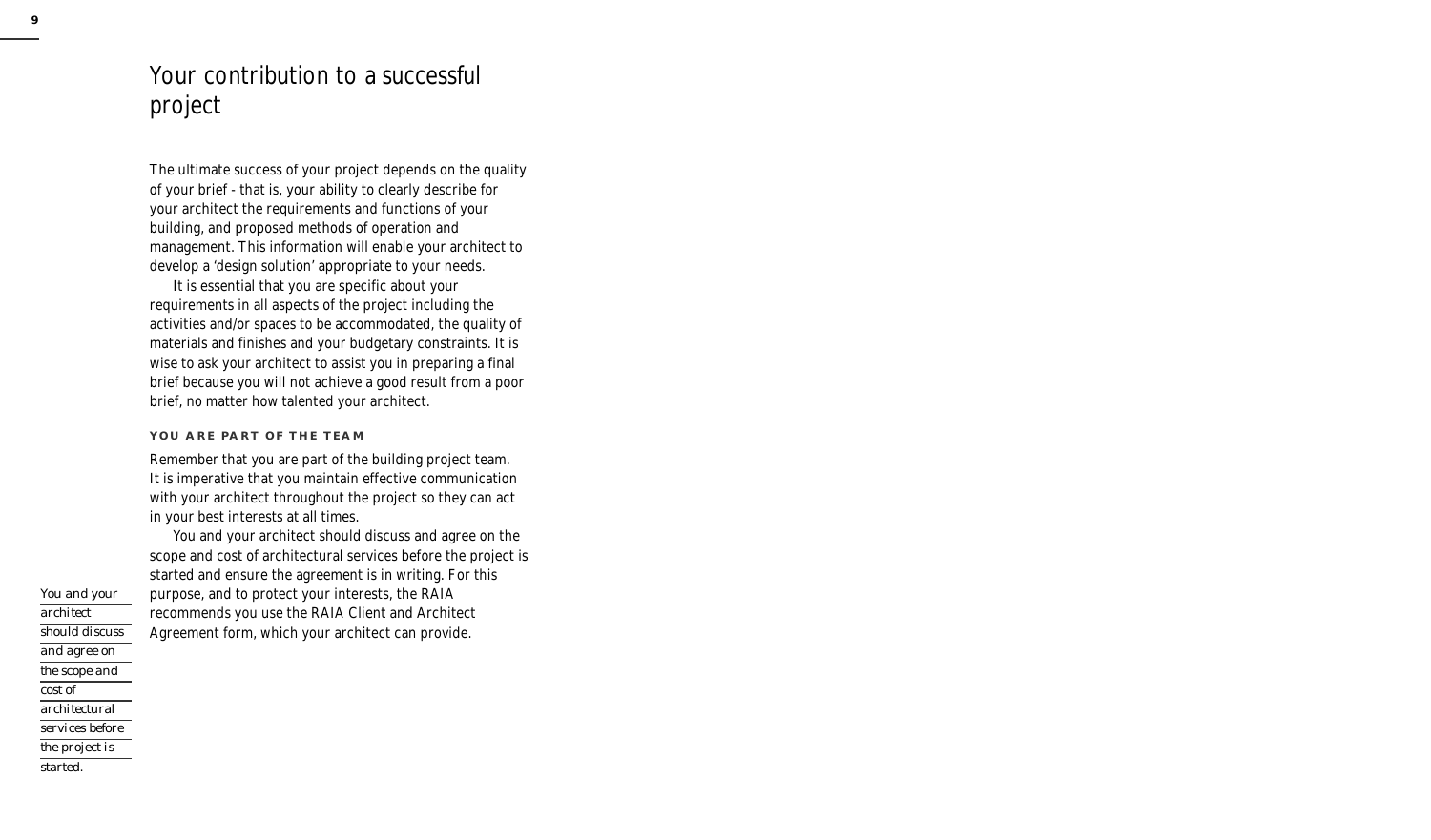# Your contribution to a successful project

The ultimate success of your project depends on the quality of your brief - that is, your ability to clearly describe for your architect the requirements and functions of your building, and proposed methods of operation and management. This information will enable your architect to develop a 'design solution' appropriate to your needs.

It is essential that you are specific about your requirements in all aspects of the project including the activities and/or spaces to be accommodated, the quality of materials and finishes and your budgetary constraints. It is wise to ask your architect to assist you in preparing a final brief because you will not achieve a good result from a poor brief, no matter how talented your architect.

### YOU ARE PART OF THE TEAM

Remember that you are part of the building project team. It is imperative that you maintain effective communication with your architect throughout the project so they can act in your best interests at all times.

You and your architect should discuss and agree on the scope and cost of architectural services before the project is started and ensure the agreement is in writing. For this purpose, and to protect your interests, the RAIA recommends you use the RAIA Client and Architect Agreement form, which your architect can provide.

*You and your architect should discuss and agree on the scope and cost of architectural services before the project is started.*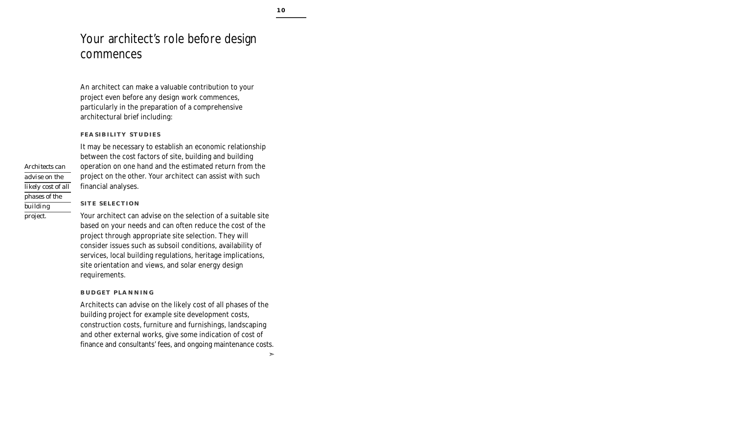# Your architect's role before design commences

An architect can make a valuable contribution to your project even before any design work commences, particularly in the preparation of a comprehensive architectural brief including:

*Architects can advise on the likely cost of all phases of the building project.*

### FEASIBILITY STUDIES

It may be necessary to establish an economic relationship between the cost factors of site, building and building operation on one hand and the estimated return from the project on the other. Your architect can assist with such financial analyses.

### SITE SELECTION

Your architect can advise on the selection of a suitable site based on your needs and can often reduce the cost of the project through appropriate site selection. They will consider issues such as subsoil conditions, availability of services, local building regulations, heritage implications, site orientation and views, and solar energy design requirements.

### BUDGET PLANNING

Architects can advise on the likely cost of all phases of the building project for example site development costs, construction costs, furniture and furnishings, landscaping and other external works, give some indication of cost of finance and consultants' fees, and ongoing maintenance costs.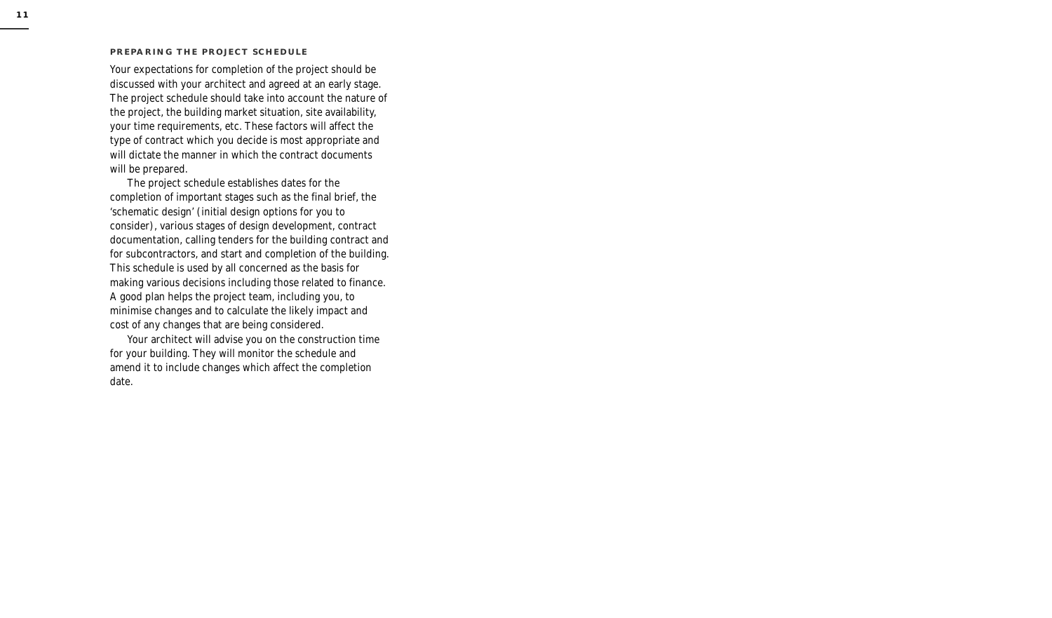## PREPARING THE PROJECT SCHEDULE

Your expectations for completion of the project should be discussed with your architect and agreed at an early stage. The project schedule should take into account the nature of the project, the building market situation, site availability, your time requirements, etc. These factors will affect the type of contract which you decide is most appropriate and will dictate the manner in which the contract documents will be prepared.

The project schedule establishes dates for the completion of important stages such as the final brief, the 'schematic design' (initial design options for you to consider), various stages of design development, contract documentation, calling tenders for the building contract and for subcontractors, and start and completion of the building. This schedule is used by all concerned as the basis for making various decisions including those related to finance. A good plan helps the project team, including you, to minimise changes and to calculate the likely impact and cost of any changes that are being considered.

Your architect will advise you on the construction time for your building. They will monitor the schedule and amend it to include changes which affect the completion date.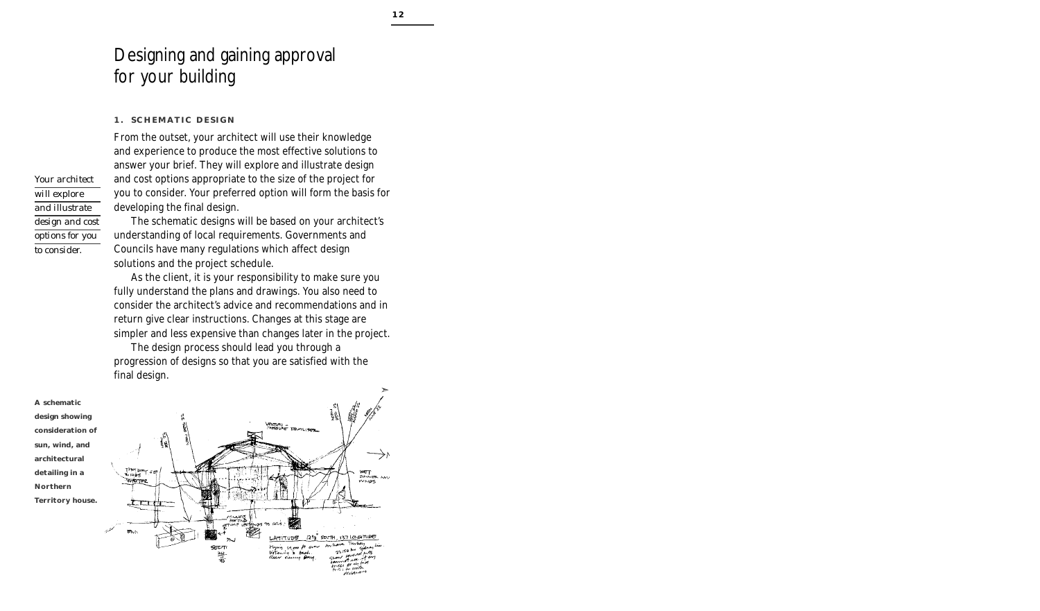# Designing and gaining approval for your building

### 1. SCHEMATIC DESIGN

*Your architect will explore and illustrate design and cost options for you to consider.*

From the outset, your architect will use their knowledge and experience to produce the most effective solutions to answer your brief. They will explore and illustrate design and cost options appropriate to the size of the project for you to consider. Your preferred option will form the basis for developing the final design.

The schematic designs will be based on your architect's understanding of local requirements. Governments and Councils have many regulations which affect design solutions and the project schedule.

As the client, it is your responsibility to make sure you fully understand the plans and drawings. You also need to consider the architect's advice and recommendations and in return give clear instructions. Changes at this stage are simpler and less expensive than changes later in the project.

The design process should lead you through a progression of designs so that you are satisfied with the final design.

**A schematic design showing consideration of sun, wind, and architectural detailing in a Northern Territory house.**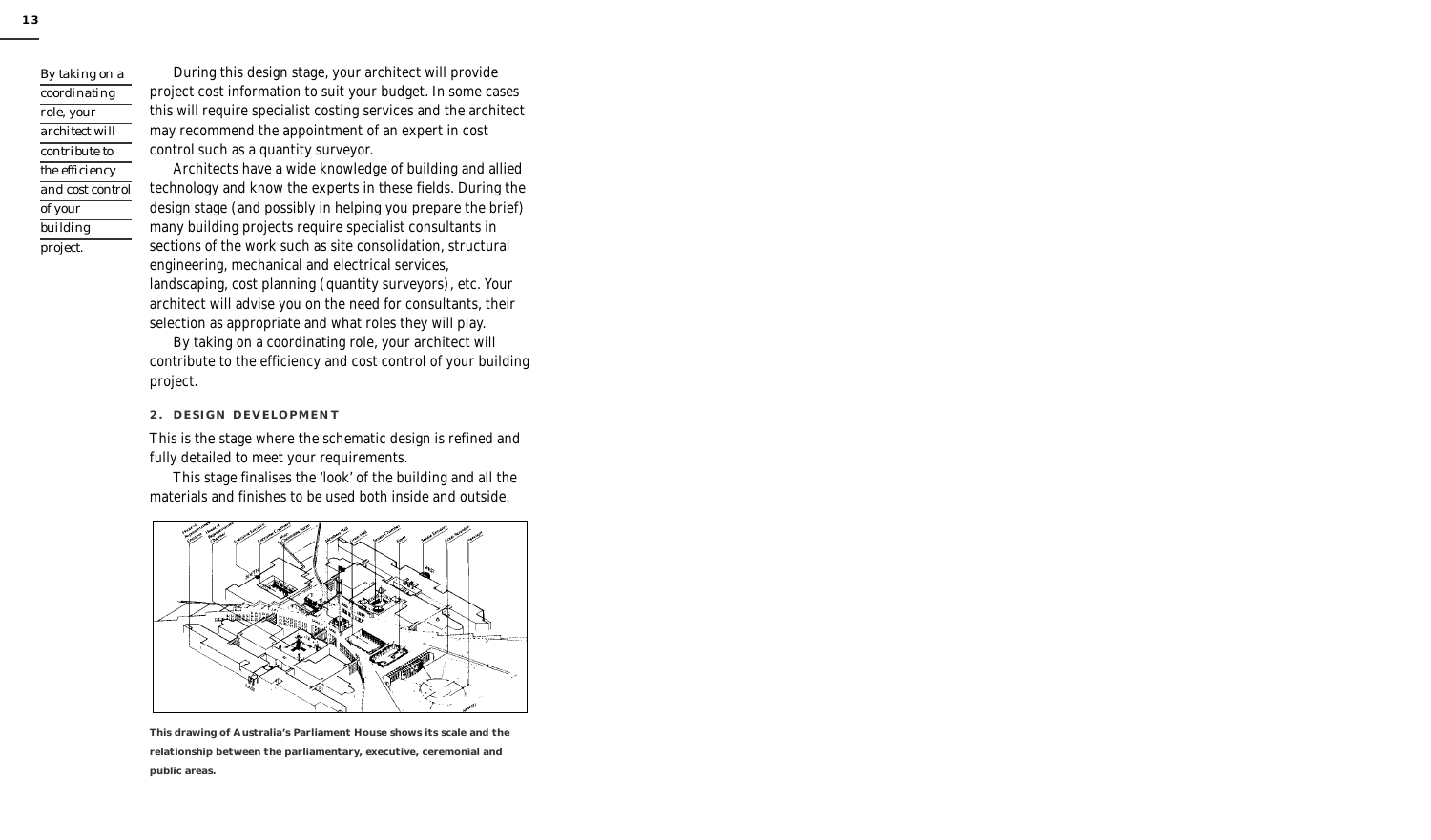*By taking on a coordinating role, your architect will contribute to the efficiency and cost control of your building project.*

During this design stage, your architect will provide project cost information to suit your budget. In some cases this will require specialist costing services and the architect may recommend the appointment of an expert in cost control such as a quantity surveyor.

Architects have a wide knowledge of building and allied technology and know the experts in these fields. During the design stage (and possibly in helping you prepare the brief) many building projects require specialist consultants in sections of the work such as site consolidation, structural engineering, mechanical and electrical services, landscaping, cost planning (quantity surveyors), etc. Your architect will advise you on the need for consultants, their selection as appropriate and what roles they will play.

By taking on a coordinating role, your architect will contribute to the efficiency and cost control of your building project.

### 2. DESIGN DEVELOPMENT

This is the stage where the schematic design is refined and fully detailed to meet your requirements.

This stage finalises the 'look' of the building and all the materials and finishes to be used both inside and outside.

**This drawing of Australia's Parliament House shows its scale and the relationship between the parliamentary, executive, ceremonial and public areas.**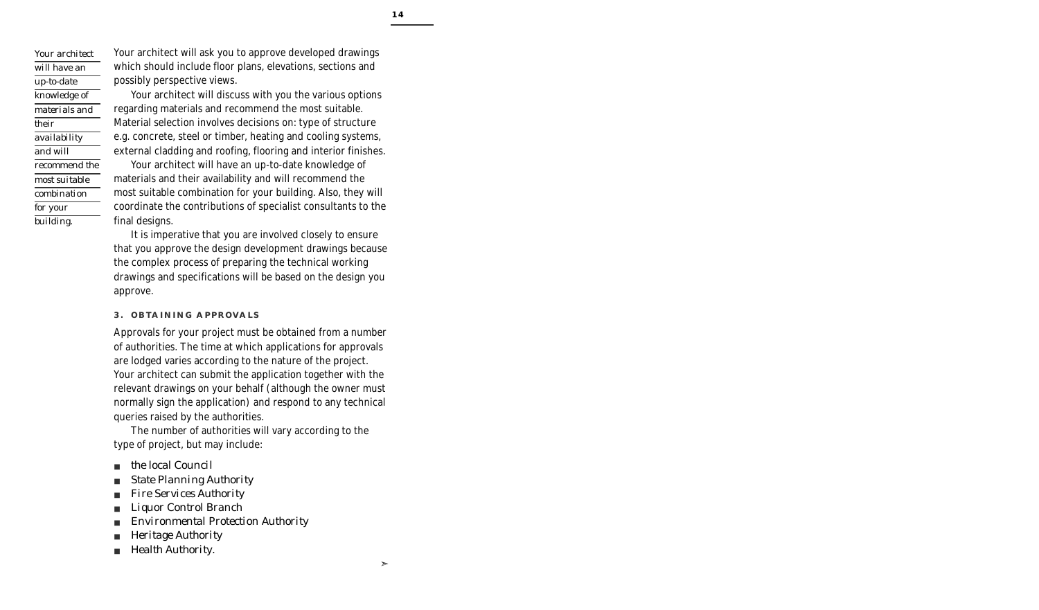*Your architect will have an up-to-date knowledge of materials and their availability and will recommend the most suitable combination for your building.*

Your architect will ask you to approve developed drawings which should include floor plans, elevations, sections and possibly perspective views.

Your architect will discuss with you the various options regarding materials and recommend the most suitable. Material selection involves decisions on: type of structure e.g. concrete, steel or timber, heating and cooling systems, external cladding and roofing, flooring and interior finishes.

Your architect will have an up-to-date knowledge of materials and their availability and will recommend the most suitable combination for your building. Also, they will coordinate the contributions of specialist consultants to the final designs.

It is imperative that you are involved closely to ensure that you approve the design development drawings because the complex process of preparing the technical working drawings and specifications will be based on the design you approve.

### 3. OBTAINING APPROVALS

Approvals for your project must be obtained from a number of authorities. The time at which applications for approvals are lodged varies according to the nature of the project. Your architect can submit the application together with the relevant drawings on your behalf (although the owner must normally sign the application) and respond to any technical queries raised by the authorities.

The number of authorities will vary according to the type of project, but may include:

- *the local Council*
- *State Planning Authority*
- *Fire Services Authority*
- *Liquor Control Branch*
- *Environmental Protection Authority*
- *Heritage Authority*
- *Health Authority.*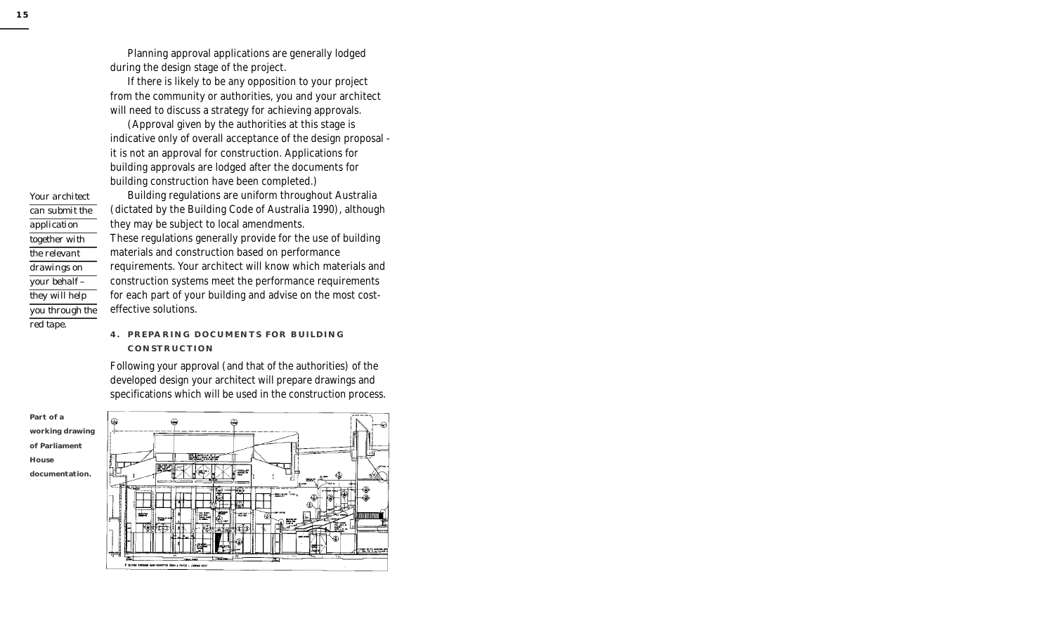Planning approval applications are generally lodged during the design stage of the project.

If there is likely to be any opposition to your project from the community or authorities, you and your architect will need to discuss a strategy for achieving approvals.

(Approval given by the authorities at this stage is indicative only of overall acceptance of the design proposal - it is not an approval for construction. Applications for building approvals are lodged after the documents for building construction have been completed.)

*Your architect can submit the application together with the relevant drawings on your behalf – they will help you through the red tape.*

Building regulations are uniform throughout Australia (dictated by the Building Code of Australia 1990), although they may be subject to local amendments.

These regulations generally provide for the use of building materials and construction based on performance requirements. Your architect will know which materials and construction systems meet the performance requirements for each part of your building and advise on the most cost-effective solutions.

### 4. PREPARING DOCUMENTS FOR BUILDING CONSTRUCTION

Following your approval (and that of the authorities) of the developed design your architect will prepare drawings and specifications which will be used in the construction process.

**Part of a working drawing of Parliament House documentation.**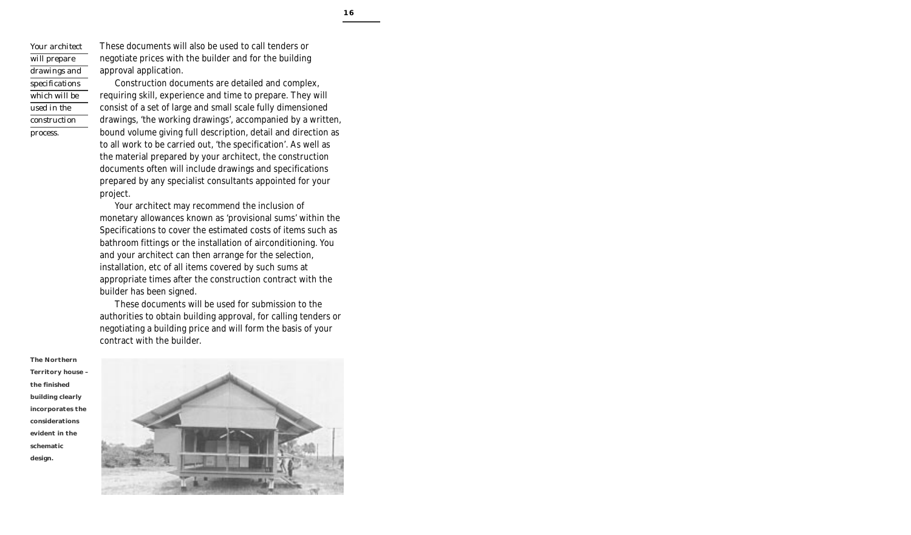*Your architect will prepare drawings and specifications which will be used in the construction process.*

These documents will also be used to call tenders or negotiate prices with the builder and for the building approval application.

Construction documents are detailed and complex, requiring skill, experience and time to prepare. They will consist of a set of large and small scale fully dimensioned drawings, 'the working drawings', accompanied by a written, bound volume giving full description, detail and direction as to all work to be carried out, 'the specification'. As well as the material prepared by your architect, the construction documents often will include drawings and specifications prepared by any specialist consultants appointed for your project.

Your architect may recommend the inclusion of monetary allowances known as 'provisional sums' within the Specifications to cover the estimated costs of items such as bathroom fittings or the installation of airconditioning. You and your architect can then arrange for the selection, installation, etc of all items covered by such sums at appropriate times after the construction contract with the builder has been signed.

These documents will be used for submission to the authorities to obtain building approval, for calling tenders or negotiating a building price and will form the basis of your contract with the builder.

**The Northern Territory house – the finished building clearly incorporates the considerations evident in the schematic design.**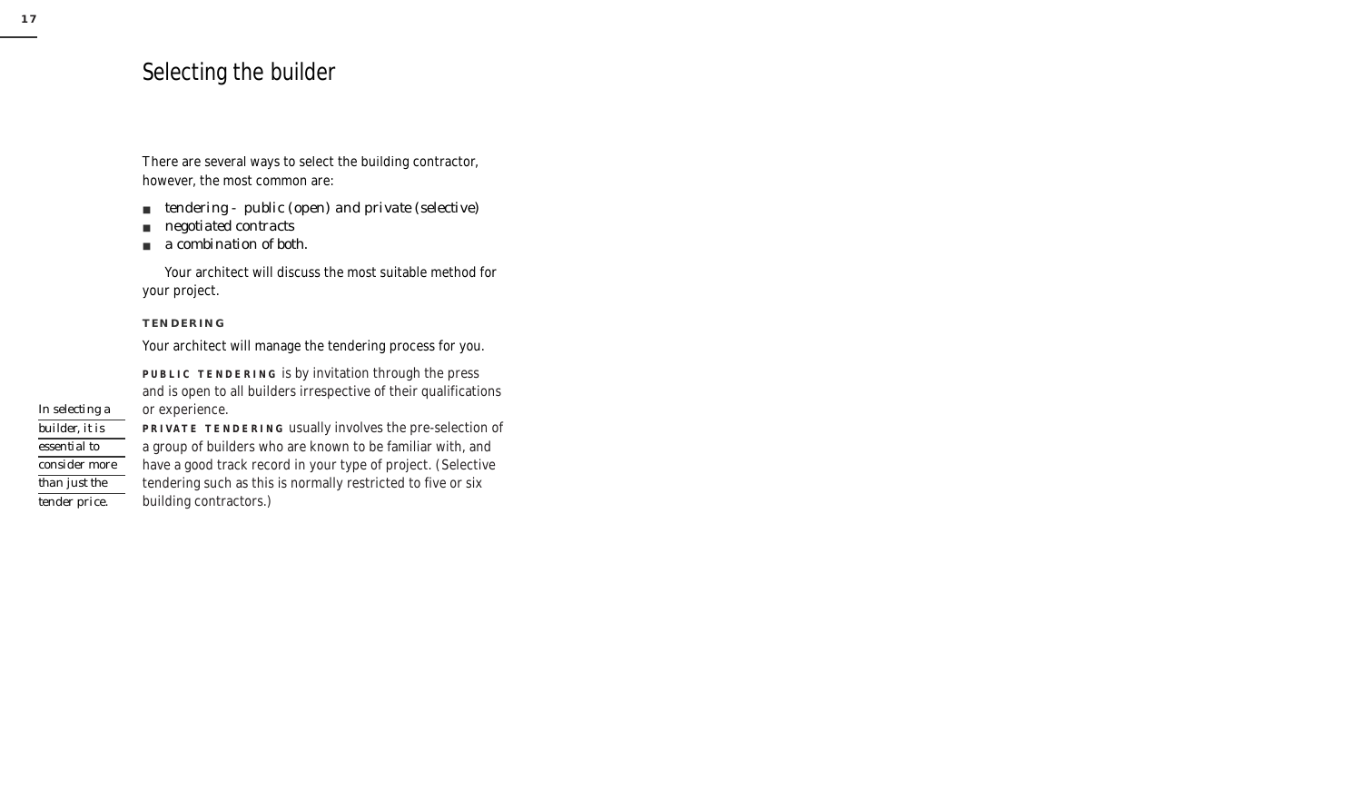# Selecting the builder

There are several ways to select the building contractor, however, the most common are:

- *tendering - public (open) and private (selective)*
- *negotiated contracts*
- *a combination of both.*

Your architect will discuss the most suitable method for your project.

**TENDERING**

Your architect will manage the tendering process for you.

**PUBLIC TENDERING** is by invitation through the press and is open to all builders irrespective of their qualifications or experience.

*In selecting a builder, it is essential to consider more than just the tender price.*

**PRIVATE TENDERING** usually involves the pre-selection of a group of builders who are known to be familiar with, and have a good track record in your type of project. (Selective tendering such as this is normally restricted to five or six building contractors.)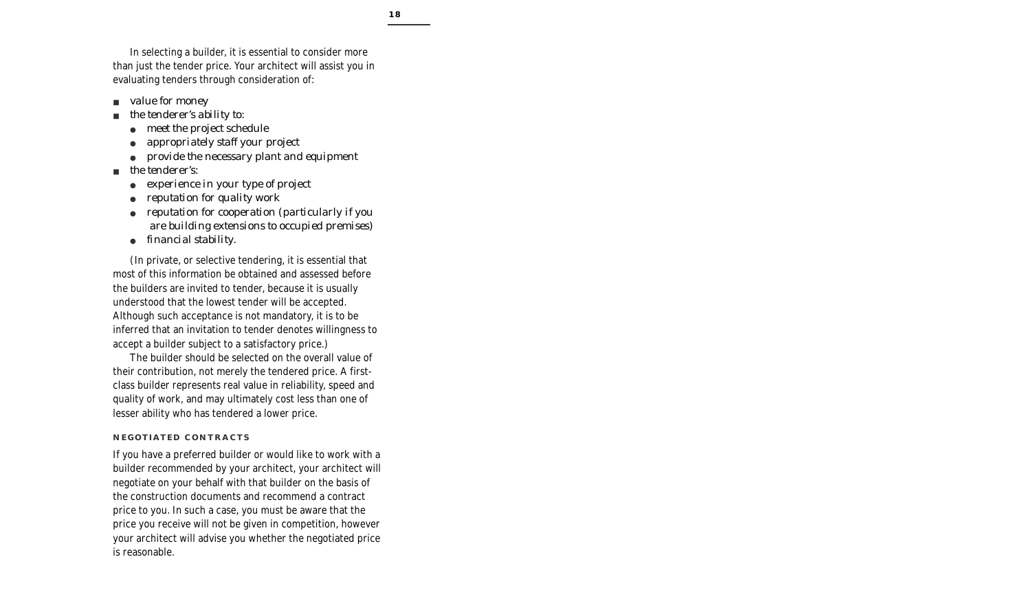In selecting a builder, it is essential to consider more than just the tender price. Your architect will assist you in evaluating tenders through consideration of:

- *value for money*
- *the tenderer's ability to:*
  - *meet the project schedule*
  - *appropriately staff your project*
  - *provide the necessary plant and equipment*
- *the tenderer's:*
  - *experience in your type of project*
  - *reputation for quality work*
  - *reputation for cooperation (particularly if you are building extensions to occupied premises)*
  - *financial stability.*

(In private, or selective tendering, it is essential that most of this information be obtained and assessed before the builders are invited to tender, because it is usually understood that the lowest tender will be accepted. Although such acceptance is not mandatory, it is to be inferred that an invitation to tender denotes willingness to accept a builder subject to a satisfactory price.)

The builder should be selected on the overall value of their contribution, not merely the tendered price. A first-class builder represents real value in reliability, speed and quality of work, and may ultimately cost less than one of lesser ability who has tendered a lower price.

#### NEGOTIATED CONTRACTS

If you have a preferred builder or would like to work with a builder recommended by your architect, your architect will negotiate on your behalf with that builder on the basis of the construction documents and recommend a contract price to you. In such a case, you must be aware that the price you receive will not be given in competition, however your architect will advise you whether the negotiated price is reasonable.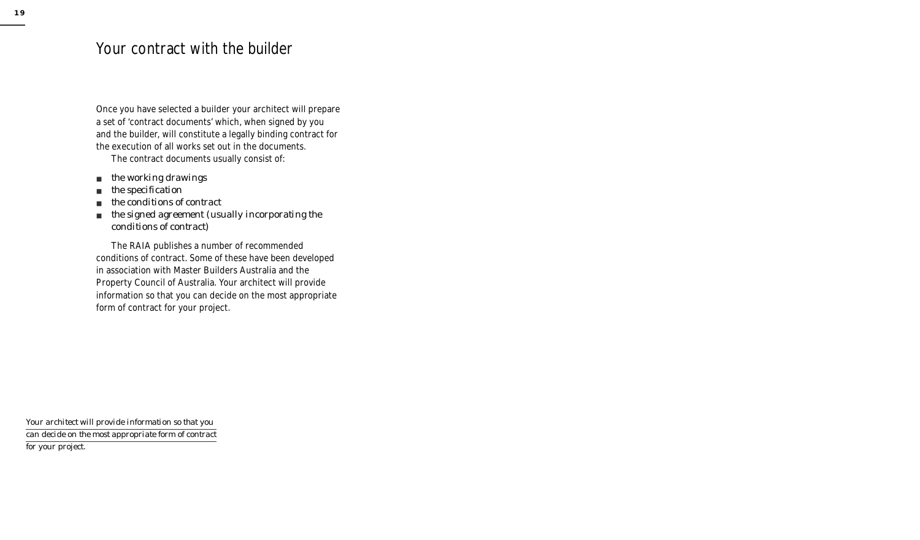# Your contract with the builder

Once you have selected a builder your architect will prepare a set of 'contract documents' which, when signed by you and the builder, will constitute a legally binding contract for the execution of all works set out in the documents.

The contract documents usually consist of:

- the working drawings
- the specification
- the conditions of contract
- the signed agreement (usually incorporating the conditions of contract)

The RAIA publishes a number of recommended conditions of contract. Some of these have been developed in association with Master Builders Australia and the Property Council of Australia. Your architect will provide information so that you can decide on the most appropriate form of contract for your project.

*Your architect will provide information so that you can decide on the most appropriate form of contract for your project.*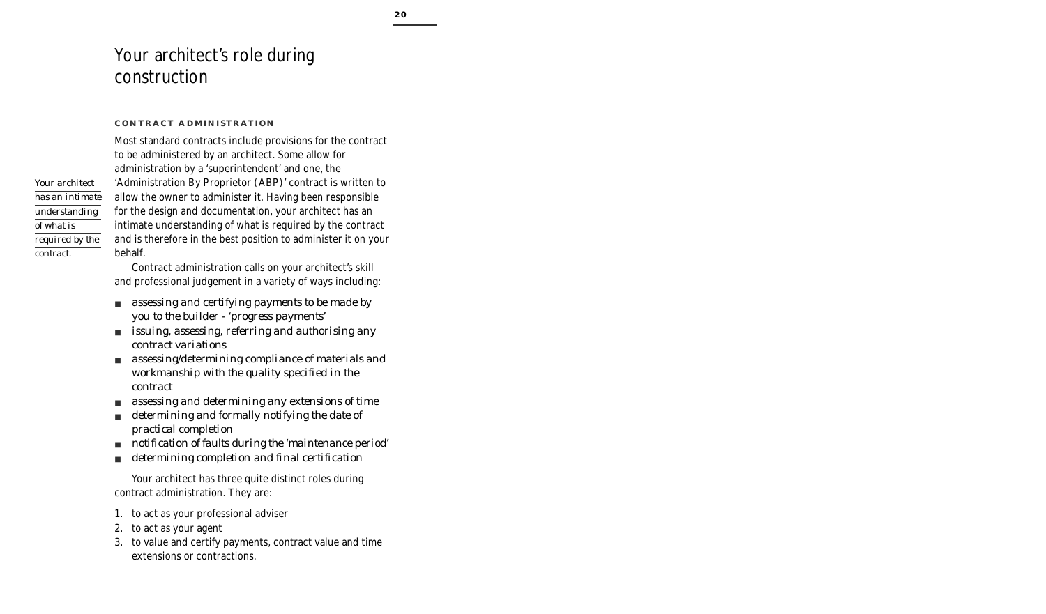# Your architect's role during construction

### CONTRACT ADMINISTRATION

*Your architect has an intimate understanding of what is required by the contract.*

Most standard contracts include provisions for the contract to be administered by an architect. Some allow for administration by a 'superintendent' and one, the 'Administration By Proprietor (ABP)' contract is written to allow the owner to administer it. Having been responsible for the design and documentation, your architect has an intimate understanding of what is required by the contract and is therefore in the best position to administer it on your behalf.

Contract administration calls on your architect's skill and professional judgement in a variety of ways including:

- assessing and certifying payments to be made by you to the builder - 'progress payments'
- issuing, assessing, referring and authorising any contract variations
- assessing/determining compliance of materials and workmanship with the quality specified in the contract
- assessing and determining any extensions of time
- determining and formally notifying the date of practical completion
- notification of faults during the 'maintenance period'
- determining completion and final certification

Your architect has three quite distinct roles during contract administration. They are:

1. to act as your professional adviser
2. to act as your agent
3. to value and certify payments, contract value and time extensions or contractions.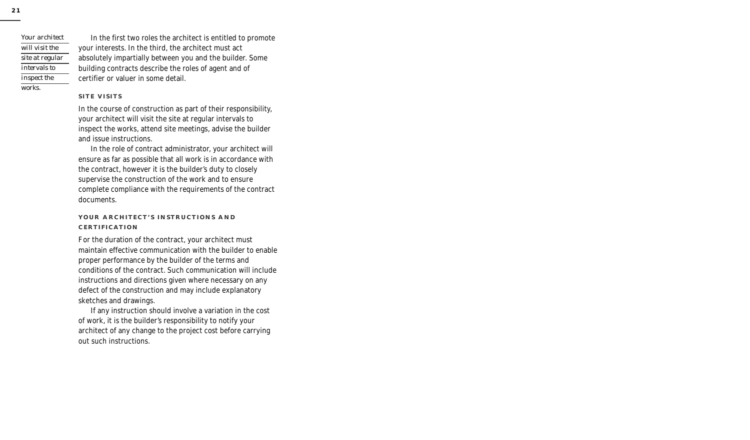*Your architect will visit the site at regular intervals to inspect the works.*

In the first two roles the architect is entitled to promote your interests. In the third, the architect must act absolutely impartially between you and the builder. Some building contracts describe the roles of agent and of certifier or valuer in some detail.

### SITE VISITS

In the course of construction as part of their responsibility, your architect will visit the site at regular intervals to inspect the works, attend site meetings, advise the builder and issue instructions.

In the role of contract administrator, your architect will ensure as far as possible that all work is in accordance with the contract, however it is the builder's duty to closely supervise the construction of the work and to ensure complete compliance with the requirements of the contract documents.

### YOUR ARCHITECT'S INSTRUCTIONS AND CERTIFICATION

For the duration of the contract, your architect must maintain effective communication with the builder to enable proper performance by the builder of the terms and conditions of the contract. Such communication will include instructions and directions given where necessary on any defect of the construction and may include explanatory sketches and drawings.

If any instruction should involve a variation in the cost of work, it is the builder's responsibility to notify your architect of any change to the project cost before carrying out such instructions.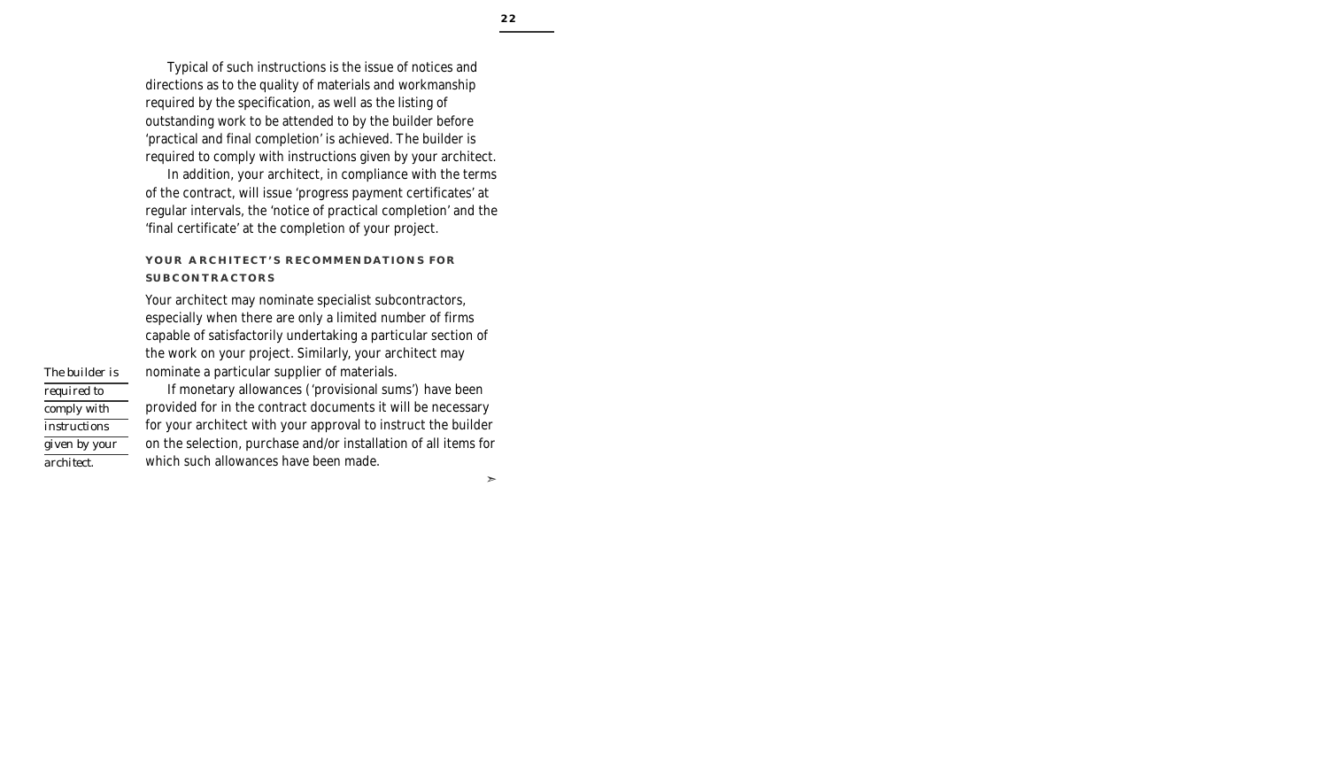Typical of such instructions is the issue of notices and directions as to the quality of materials and workmanship required by the specification, as well as the listing of outstanding work to be attended to by the builder before 'practical and final completion' is achieved. The builder is required to comply with instructions given by your architect.

In addition, your architect, in compliance with the terms of the contract, will issue 'progress payment certificates' at regular intervals, the 'notice of practical completion' and the 'final certificate' at the completion of your project.

### YOUR ARCHITECT'S RECOMMENDATIONS FOR SUBCONTRACTORS

Your architect may nominate specialist subcontractors, especially when there are only a limited number of firms capable of satisfactorily undertaking a particular section of the work on your project. Similarly, your architect may nominate a particular supplier of materials.

*The builder is required to comply with instructions given by your architect.*

If monetary allowances ('provisional sums') have been provided for in the contract documents it will be necessary for your architect with your approval to instruct the builder on the selection, purchase and/or installation of all items for which such allowances have been made.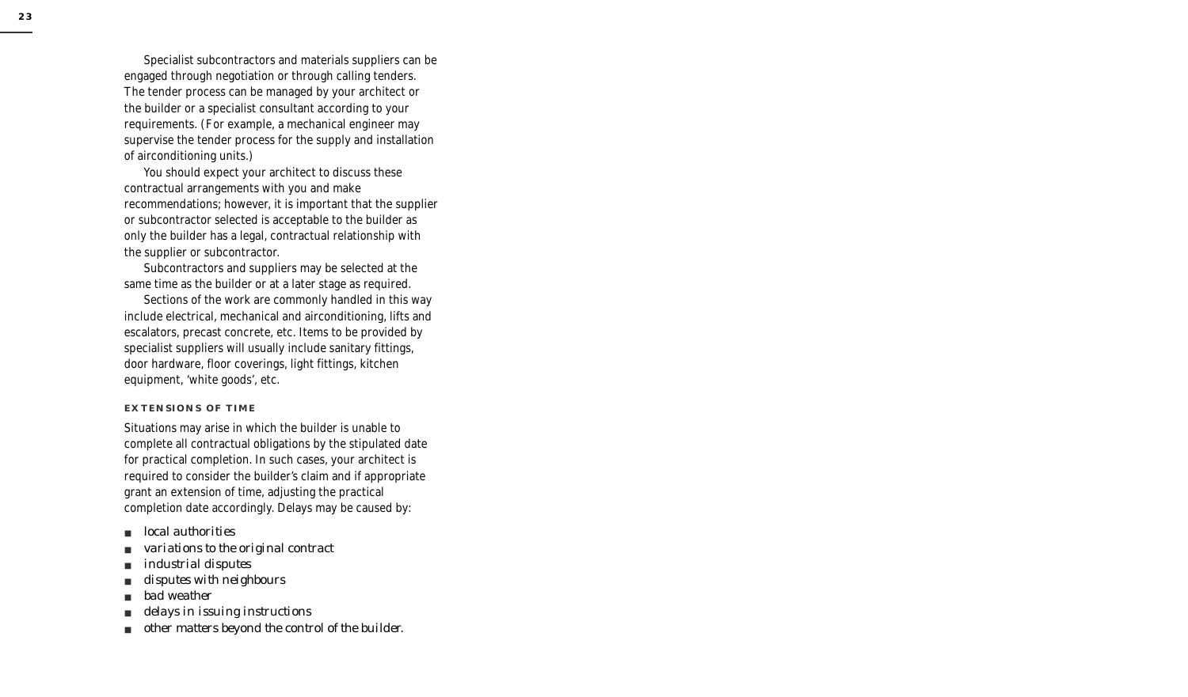Specialist subcontractors and materials suppliers can be engaged through negotiation or through calling tenders. The tender process can be managed by your architect or the builder or a specialist consultant according to your requirements. (For example, a mechanical engineer may supervise the tender process for the supply and installation of airconditioning units.)

You should expect your architect to discuss these contractual arrangements with you and make recommendations; however, it is important that the supplier or subcontractor selected is acceptable to the builder as only the builder has a legal, contractual relationship with the supplier or subcontractor.

Subcontractors and suppliers may be selected at the same time as the builder or at a later stage as required.

Sections of the work are commonly handled in this way include electrical, mechanical and airconditioning, lifts and escalators, precast concrete, etc. Items to be provided by specialist suppliers will usually include sanitary fittings, door hardware, floor coverings, light fittings, kitchen equipment, 'white goods', etc.

### EXTENSIONS OF TIME

Situations may arise in which the builder is unable to complete all contractual obligations by the stipulated date for practical completion. In such cases, your architect is required to consider the builder's claim and if appropriate grant an extension of time, adjusting the practical completion date accordingly. Delays may be caused by:

- *local authorities*
- *variations to the original contract*
- *industrial disputes*
- *disputes with neighbours*
- *bad weather*
- *delays in issuing instructions*
- *other matters beyond the control of the builder.*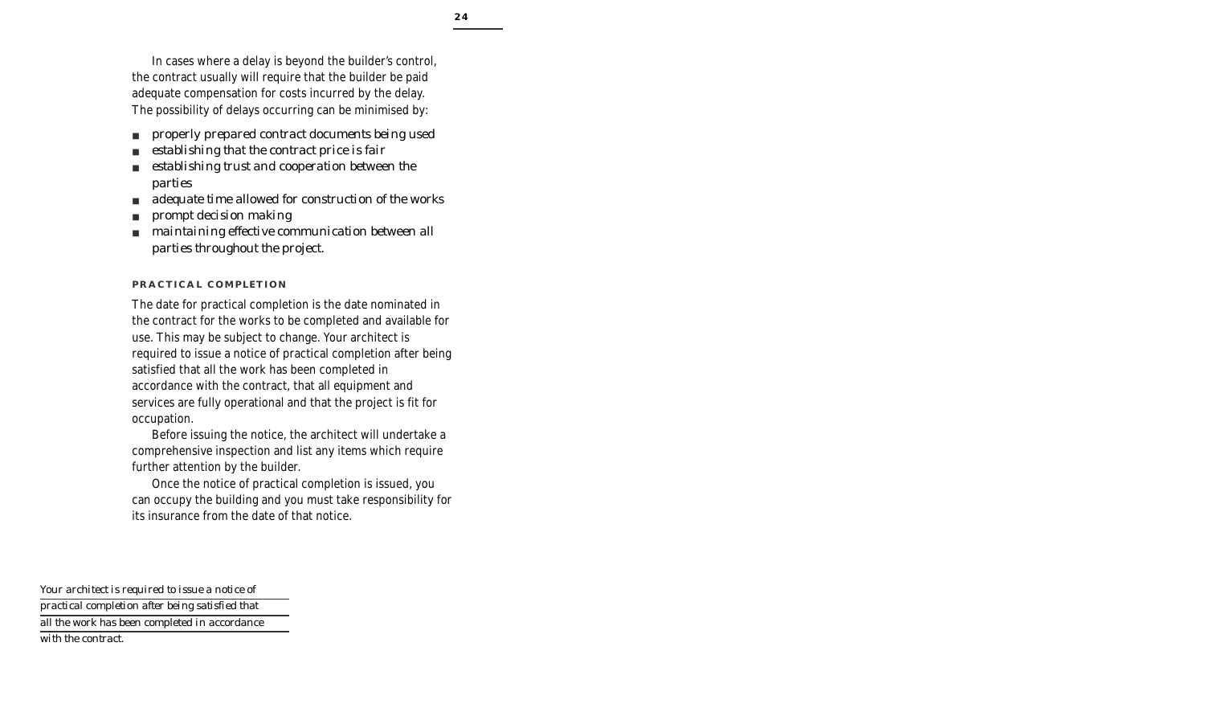In cases where a delay is beyond the builder's control, the contract usually will require that the builder be paid adequate compensation for costs incurred by the delay. The possibility of delays occurring can be minimised by:

- properly prepared contract documents being used
- establishing that the contract price is fair
- establishing trust and cooperation between the parties
- adequate time allowed for construction of the works
- prompt decision making
- maintaining effective communication between all parties throughout the project.

### PRACTICAL COMPLETION

The date for practical completion is the date nominated in the contract for the works to be completed and available for use. This may be subject to change. Your architect is required to issue a notice of practical completion after being satisfied that all the work has been completed in accordance with the contract, that all equipment and services are fully operational and that the project is fit for occupation.

Before issuing the notice, the architect will undertake a comprehensive inspection and list any items which require further attention by the builder.

Once the notice of practical completion is issued, you can occupy the building and you must take responsibility for its insurance from the date of that notice.

*Your architect is required to issue a notice of practical completion after being satisfied that all the work has been completed in accordance with the contract.*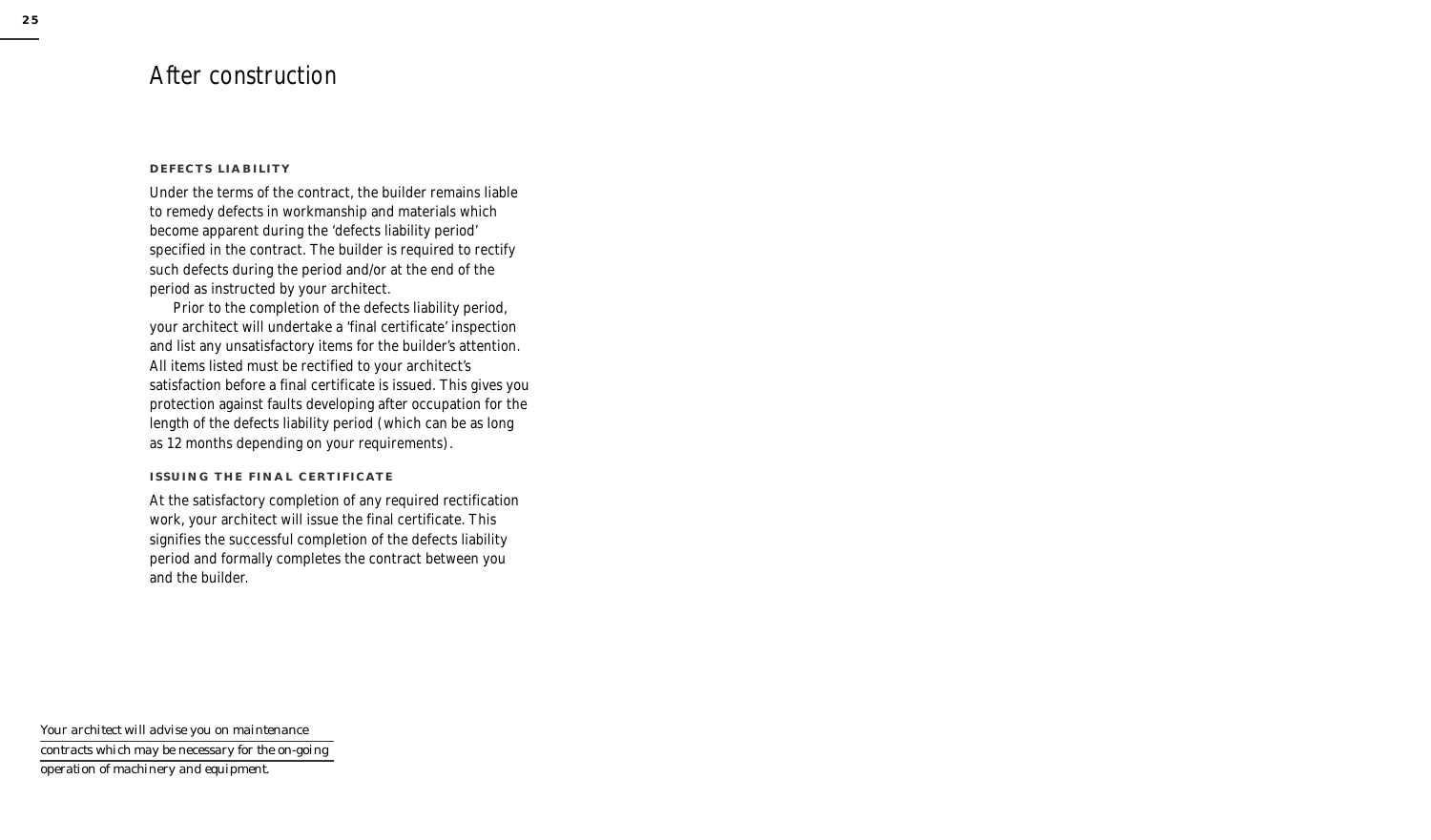# After construction

### DEFECTS LIABILITY

Under the terms of the contract, the builder remains liable to remedy defects in workmanship and materials which become apparent during the 'defects liability period' specified in the contract. The builder is required to rectify such defects during the period and/or at the end of the period as instructed by your architect.

Prior to the completion of the defects liability period, your architect will undertake a 'final certificate' inspection and list any unsatisfactory items for the builder's attention. All items listed must be rectified to your architect's satisfaction before a final certificate is issued. This gives you protection against faults developing after occupation for the length of the defects liability period (which can be as long as 12 months depending on your requirements).

### ISSUING THE FINAL CERTIFICATE

At the satisfactory completion of any required rectification work, your architect will issue the final certificate. This signifies the successful completion of the defects liability period and formally completes the contract between you and the builder.

*Your architect will advise you on maintenance contracts which may be necessary for the on-going operation of machinery and equipment.*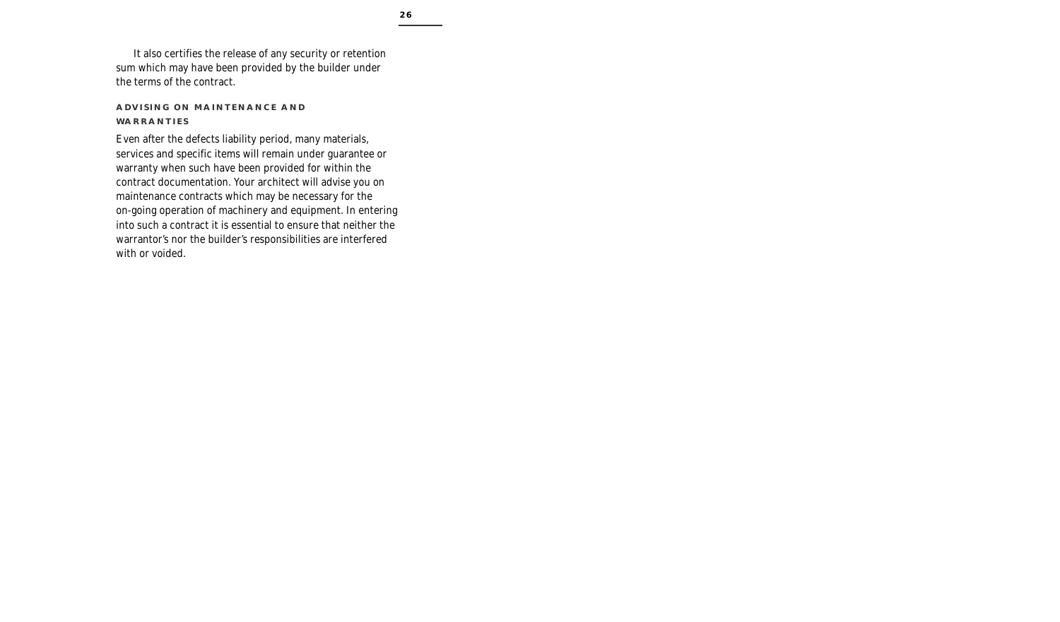It also certifies the release of any security or retention sum which may have been provided by the builder under the terms of the contract.

### ADVISING ON MAINTENANCE AND WARRANTIES

Even after the defects liability period, many materials, services and specific items will remain under guarantee or warranty when such have been provided for within the contract documentation. Your architect will advise you on maintenance contracts which may be necessary for the on-going operation of machinery and equipment. In entering into such a contract it is essential to ensure that neither the warrantor's nor the builder's responsibilities are interfered with or voided.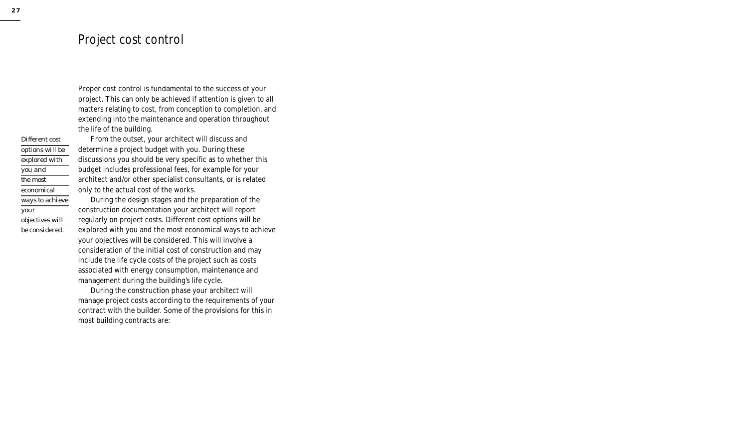# Project cost control

Proper cost control is fundamental to the success of your project. This can only be achieved if attention is given to all matters relating to cost, from conception to completion, and extending into the maintenance and operation throughout the life of the building.

*Different cost options will be explored with you and the most economical ways to achieve your objectives will be considered.*

From the outset, your architect will discuss and determine a project budget with you. During these discussions you should be very specific as to whether this budget includes professional fees, for example for your architect and/or other specialist consultants, or is related only to the actual cost of the works.

During the design stages and the preparation of the construction documentation your architect will report regularly on project costs. Different cost options will be explored with you and the most economical ways to achieve your objectives will be considered. This will involve a consideration of the initial cost of construction and may include the life cycle costs of the project such as costs associated with energy consumption, maintenance and management during the building's life cycle.

During the construction phase your architect will manage project costs according to the requirements of your contract with the builder. Some of the provisions for this in most building contracts are: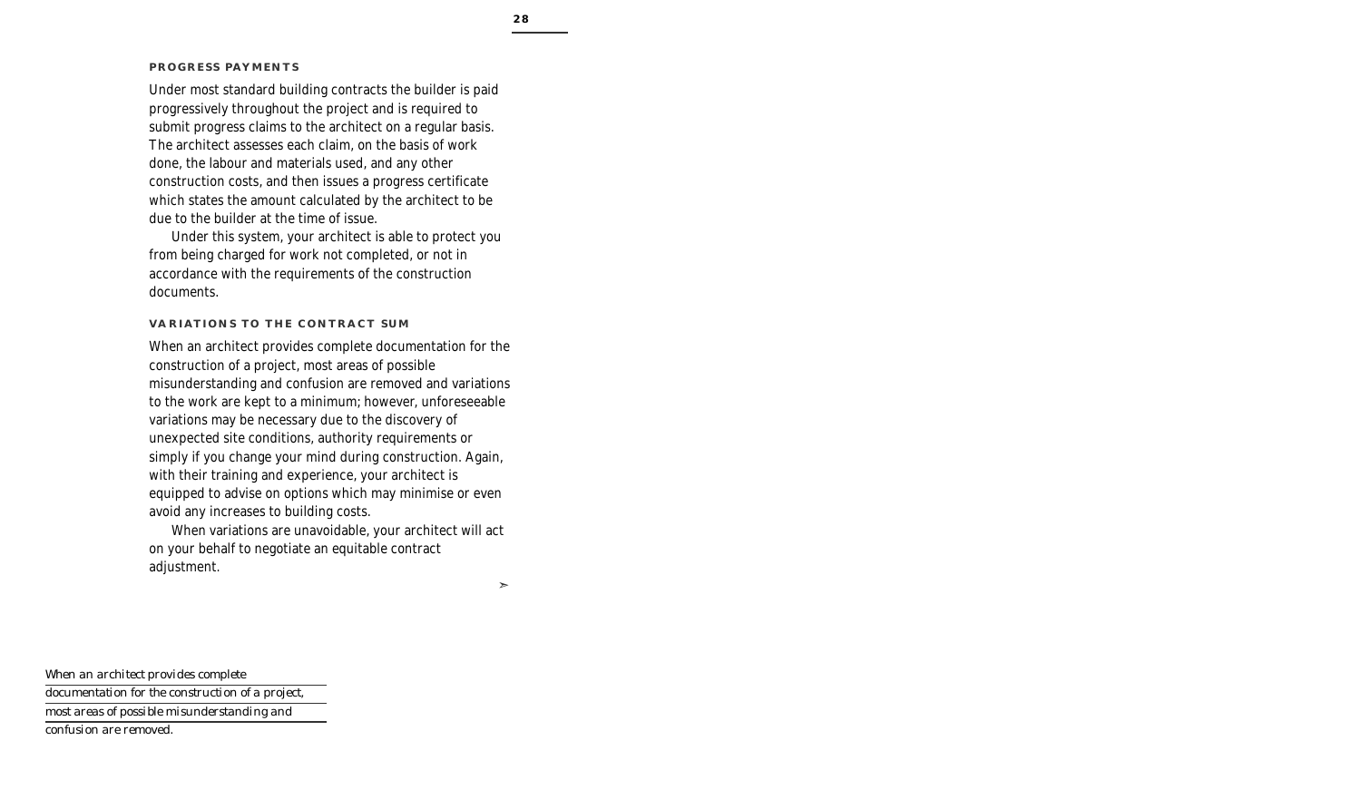### PROGRESS PAYMENTS

Under most standard building contracts the builder is paid progressively throughout the project and is required to submit progress claims to the architect on a regular basis. The architect assesses each claim, on the basis of work done, the labour and materials used, and any other construction costs, and then issues a progress certificate which states the amount calculated by the architect to be due to the builder at the time of issue.

Under this system, your architect is able to protect you from being charged for work not completed, or not in accordance with the requirements of the construction documents.

### VARIATIONS TO THE CONTRACT SUM

When an architect provides complete documentation for the construction of a project, most areas of possible misunderstanding and confusion are removed and variations to the work are kept to a minimum; however, unforeseeable variations may be necessary due to the discovery of unexpected site conditions, authority requirements or simply if you change your mind during construction. Again, with their training and experience, your architect is equipped to advise on options which may minimise or even avoid any increases to building costs.

When variations are unavoidable, your architect will act on your behalf to negotiate an equitable contract adjustment.

*When an architect provides complete documentation for the construction of a project, most areas of possible misunderstanding and confusion are removed.*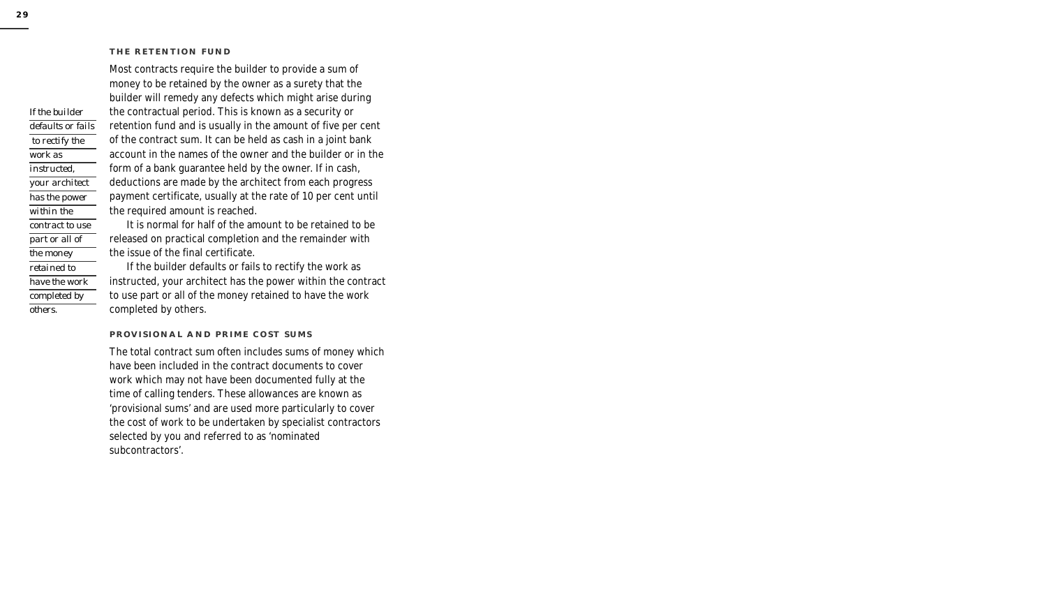### THE RETENTION FUND

Most contracts require the builder to provide a sum of money to be retained by the owner as a surety that the builder will remedy any defects which might arise during the contractual period. This is known as a security or retention fund and is usually in the amount of five per cent of the contract sum. It can be held as cash in a joint bank account in the names of the owner and the builder or in the form of a bank guarantee held by the owner. If in cash, deductions are made by the architect from each progress payment certificate, usually at the rate of 10 per cent until the required amount is reached.

It is normal for half of the amount to be retained to be released on practical completion and the remainder with the issue of the final certificate.

If the builder defaults or fails to rectify the work as instructed, your architect has the power within the contract to use part or all of the money retained to have the work completed by others.

*If the builder defaults or fails to rectify the work as instructed, your architect has the power within the contract to use part or all of the money retained to have the work completed by others.*

### PROVISIONAL AND PRIME COST SUMS

The total contract sum often includes sums of money which have been included in the contract documents to cover work which may not have been documented fully at the time of calling tenders. These allowances are known as 'provisional sums' and are used more particularly to cover the cost of work to be undertaken by specialist contractors selected by you and referred to as 'nominated subcontractors'.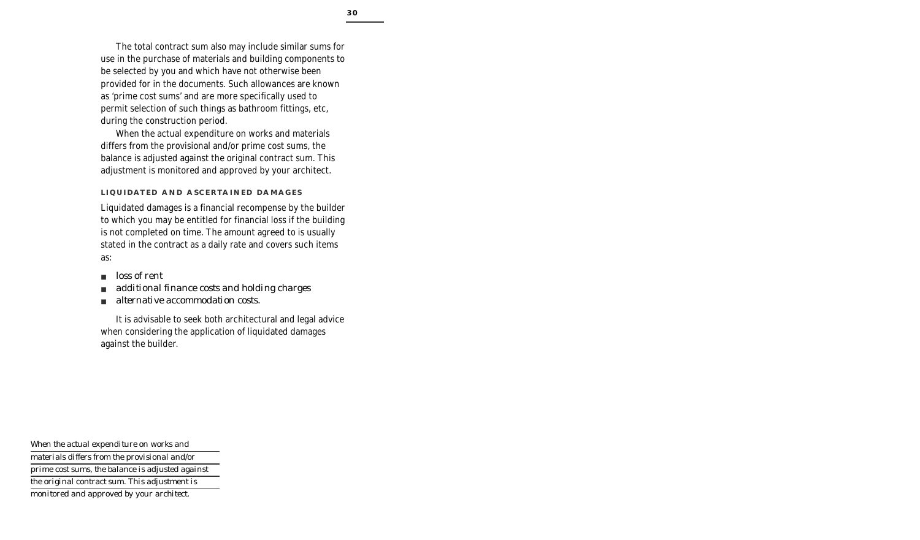The total contract sum also may include similar sums for use in the purchase of materials and building components to be selected by you and which have not otherwise been provided for in the documents. Such allowances are known as 'prime cost sums' and are more specifically used to permit selection of such things as bathroom fittings, etc, during the construction period.

When the actual expenditure on works and materials differs from the provisional and/or prime cost sums, the balance is adjusted against the original contract sum. This adjustment is monitored and approved by your architect.

### LIQUIDATED AND ASCERTAINED DAMAGES

Liquidated damages is a financial recompense by the builder to which you may be entitled for financial loss if the building is not completed on time. The amount agreed to is usually stated in the contract as a daily rate and covers such items as:

- *loss of rent*
- *additional finance costs and holding charges*
- *alternative accommodation costs.*

It is advisable to seek both architectural and legal advice when considering the application of liquidated damages against the builder.

*When the actual expenditure on works and materials differs from the provisional and/or prime cost sums, the balance is adjusted against the original contract sum. This adjustment is monitored and approved by your architect.*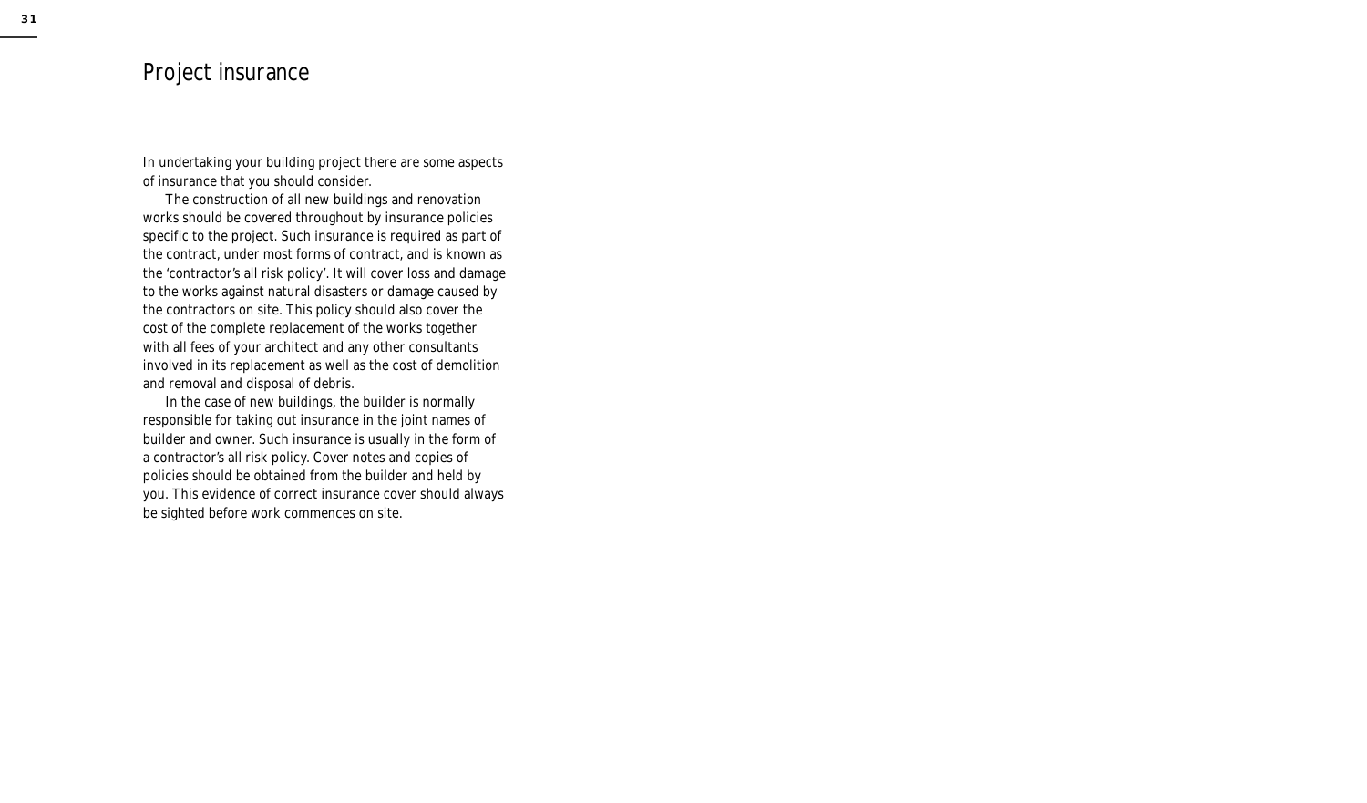# Project insurance

In undertaking your building project there are some aspects of insurance that you should consider.

The construction of all new buildings and renovation works should be covered throughout by insurance policies specific to the project. Such insurance is required as part of the contract, under most forms of contract, and is known as the 'contractor's all risk policy'. It will cover loss and damage to the works against natural disasters or damage caused by the contractors on site. This policy should also cover the cost of the complete replacement of the works together with all fees of your architect and any other consultants involved in its replacement as well as the cost of demolition and removal and disposal of debris.

In the case of new buildings, the builder is normally responsible for taking out insurance in the joint names of builder and owner. Such insurance is usually in the form of a contractor's all risk policy. Cover notes and copies of policies should be obtained from the builder and held by you. This evidence of correct insurance cover should always be sighted before work commences on site.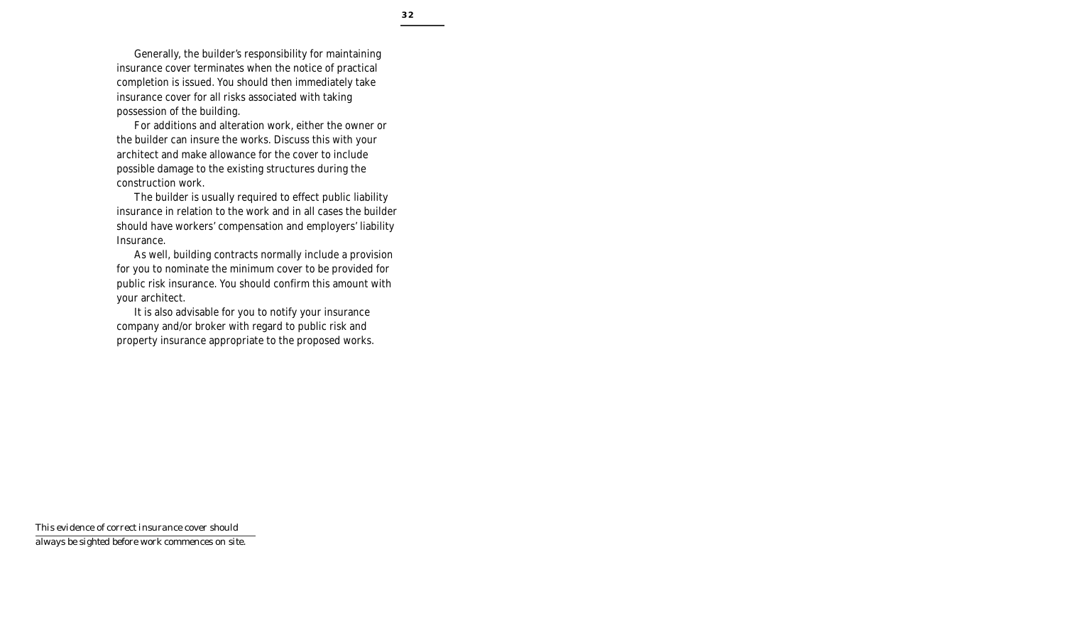Generally, the builder's responsibility for maintaining insurance cover terminates when the notice of practical completion is issued. You should then immediately take insurance cover for all risks associated with taking possession of the building.

For additions and alteration work, either the owner or the builder can insure the works. Discuss this with your architect and make allowance for the cover to include possible damage to the existing structures during the construction work.

The builder is usually required to effect public liability insurance in relation to the work and in all cases the builder should have workers' compensation and employers' liability Insurance.

As well, building contracts normally include a provision for you to nominate the minimum cover to be provided for public risk insurance. You should confirm this amount with your architect.

It is also advisable for you to notify your insurance company and/or broker with regard to public risk and property insurance appropriate to the proposed works.

*This evidence of correct insurance cover should always be sighted before work commences on site.*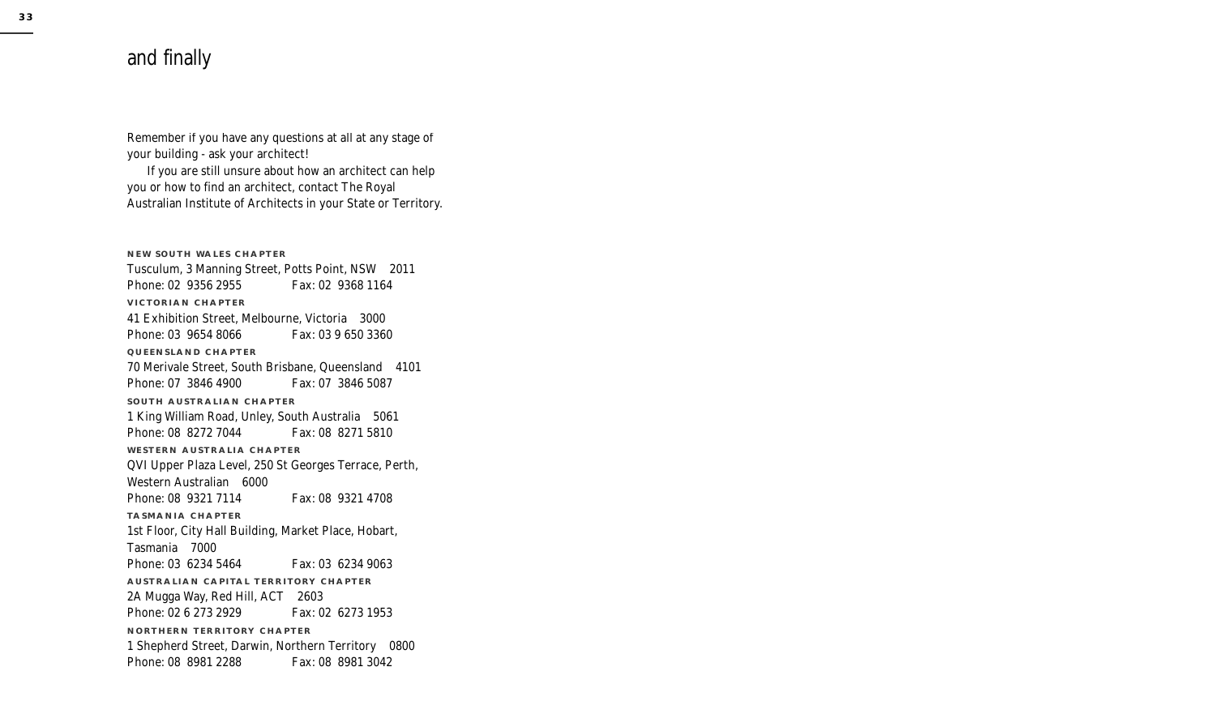# and finally

Remember if you have any questions at all at any stage of your building - ask your architect!

If you are still unsure about how an architect can help you or how to find an architect, contact The Royal Australian Institute of Architects in your State or Territory.

**NEW SOUTH WALES CHAPTER**
Tusculum, 3 Manning Street, Potts Point, NSW 2011
Phone: 02 9356 2955 Fax: 02 9368 1164

**VICTORIAN CHAPTER**
41 Exhibition Street, Melbourne, Victoria 3000
Phone: 03 9654 8066 Fax: 03 9 650 3360

**QUEENSLAND CHAPTER**
70 Merivale Street, South Brisbane, Queensland 4101
Phone: 07 3846 4900 Fax: 07 3846 5087

**SOUTH AUSTRALIAN CHAPTER**
1 King William Road, Unley, South Australia 5061
Phone: 08 8272 7044 Fax: 08 8271 5810

**WESTERN AUSTRALIA CHAPTER**
QVI Upper Plaza Level, 250 St Georges Terrace, Perth, Western Australian 6000
Phone: 08 9321 7114 Fax: 08 9321 4708

**TASMANIA CHAPTER**
1st Floor, City Hall Building, Market Place, Hobart, Tasmania 7000
Phone: 03 6234 5464 Fax: 03 6234 9063

**AUSTRALIAN CAPITAL TERRITORY CHAPTER**
2A Mugga Way, Red Hill, ACT 2603
Phone: 02 6 273 2929 Fax: 02 6273 1953

**NORTHERN TERRITORY CHAPTER**
1 Shepherd Street, Darwin, Northern Territory 0800
Phone: 08 8981 2288 Fax: 08 8981 3042